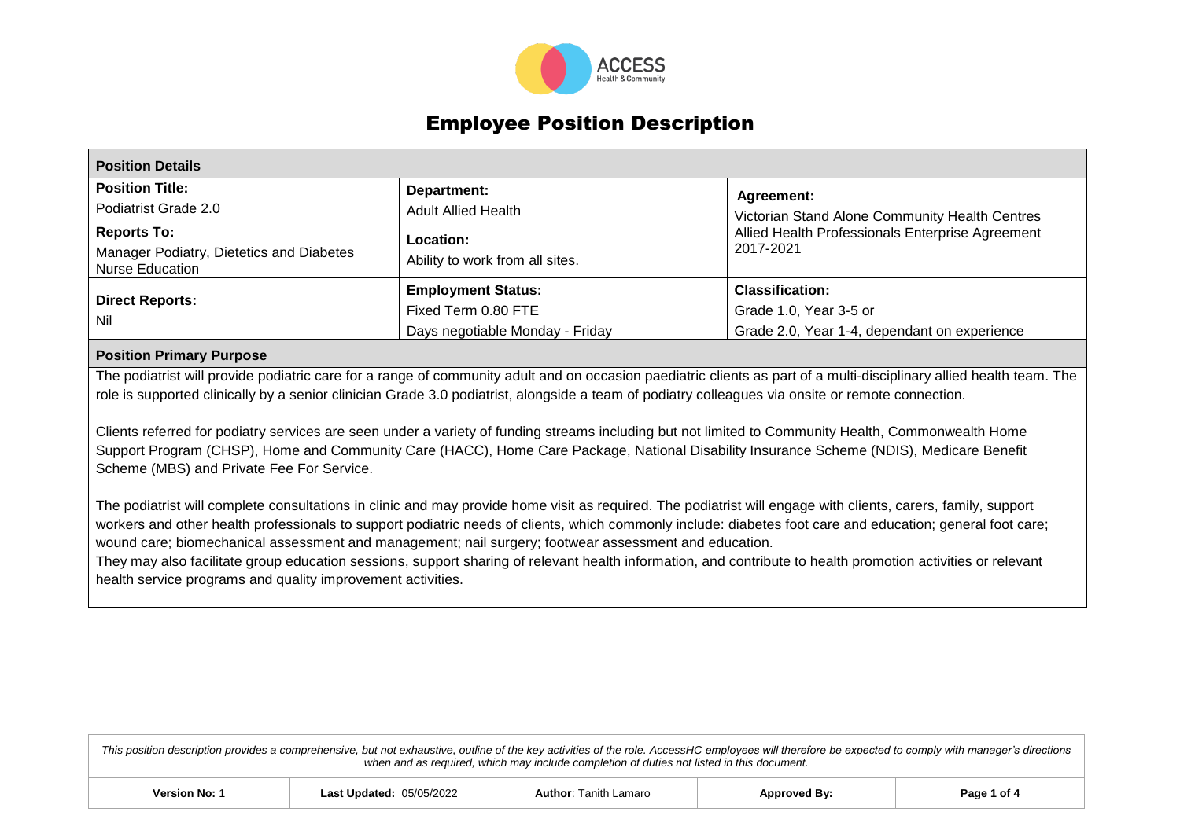# Employee Position Description

| **Position Details** | | |
|---|---|---|
| **Position Title:** Podiatrist Grade 2.0 | **Department:** Adult Allied Health | **Agreement:** Victorian Stand Alone Community Health Centres Allied Health Professionals Enterprise Agreement 2017-2021 |
| **Reports To:** Manager Podiatry, Dietetics and Diabetes Nurse Education | **Location:** Ability to work from all sites. | |
| **Direct Reports:** Nil | **Employment Status:** Fixed Term 0.80 FTE Days negotiable Monday - Friday | **Classification:** Grade 1.0, Year 3-5 or Grade 2.0, Year 1-4, dependant on experience |

## Position Primary Purpose

The podiatrist will provide podiatric care for a range of community adult and on occasion paediatric clients as part of a multi-disciplinary allied health team. The role is supported clinically by a senior clinician Grade 3.0 podiatrist, alongside a team of podiatry colleagues via onsite or remote connection.

Clients referred for podiatry services are seen under a variety of funding streams including but not limited to Community Health, Commonwealth Home Support Program (CHSP), Home and Community Care (HACC), Home Care Package, National Disability Insurance Scheme (NDIS), Medicare Benefit Scheme (MBS) and Private Fee For Service.

The podiatrist will complete consultations in clinic and may provide home visit as required. The podiatrist will engage with clients, carers, family, support workers and other health professionals to support podiatric needs of clients, which commonly include: diabetes foot care and education; general foot care; wound care; biomechanical assessment and management; nail surgery; footwear assessment and education.

They may also facilitate group education sessions, support sharing of relevant health information, and contribute to health promotion activities or relevant health service programs and quality improvement activities.

*This position description provides a comprehensive, but not exhaustive, outline of the key activities of the role. AccessHC employees will therefore be expected to comply with manager's directions when and as required, which may include completion of duties not listed in this document.*

| **Version No:** 1 | **Last Updated:** 05/05/2022 | **Author**: Tanith Lamaro | **Approved By:** |
|---|---|---|---|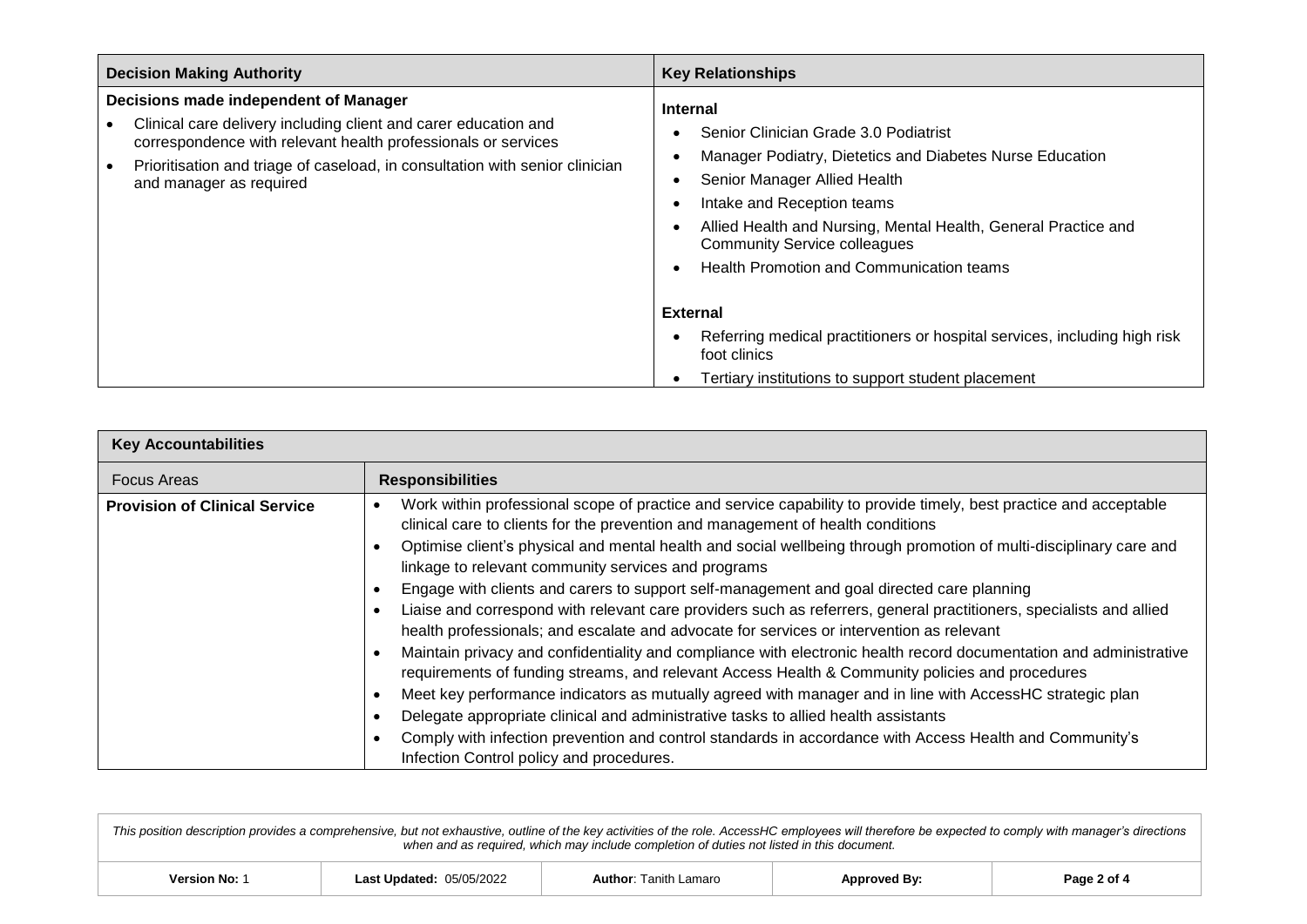| Decision Making Authority | Key Relationships |
|---|---|
| **Decisions made independent of Manager**<br>• Clinical care delivery including client and carer education and correspondence with relevant health professionals or services<br>• Prioritisation and triage of caseload, in consultation with senior clinician and manager as required | **Internal**<br>• Senior Clinician Grade 3.0 Podiatrist<br>• Manager Podiatry, Dietetics and Diabetes Nurse Education<br>• Senior Manager Allied Health<br>• Intake and Reception teams<br>• Allied Health and Nursing, Mental Health, General Practice and Community Service colleagues<br>• Health Promotion and Communication teams<br><br>**External**<br>• Referring medical practitioners or hospital services, including high risk foot clinics<br>• Tertiary institutions to support student placement |

| **Key Accountabilities** | |
|---|---|
| Focus Areas | **Responsibilities** |
| **Provision of Clinical Service** | • Work within professional scope of practice and service capability to provide timely, best practice and acceptable clinical care to clients for the prevention and management of health conditions<br>• Optimise client's physical and mental health and social wellbeing through promotion of multi-disciplinary care and linkage to relevant community services and programs<br>• Engage with clients and carers to support self-management and goal directed care planning<br>• Liaise and correspond with relevant care providers such as referrers, general practitioners, specialists and allied health professionals; and escalate and advocate for services or intervention as relevant<br>• Maintain privacy and confidentiality and compliance with electronic health record documentation and administrative requirements of funding streams, and relevant Access Health & Community policies and procedures<br>• Meet key performance indicators as mutually agreed with manager and in line with AccessHC strategic plan<br>• Delegate appropriate clinical and administrative tasks to allied health assistants<br>• Comply with infection prevention and control standards in accordance with Access Health and Community's Infection Control policy and procedures. |

*This position description provides a comprehensive, but not exhaustive, outline of the key activities of the role. AccessHC employees will therefore be expected to comply with manager's directions when and as required, which may include completion of duties not listed in this document.*

| Version No: 1 | Last Updated: 05/05/2022 | Author: Tanith Lamaro | Approved By: |
|---|---|---|---|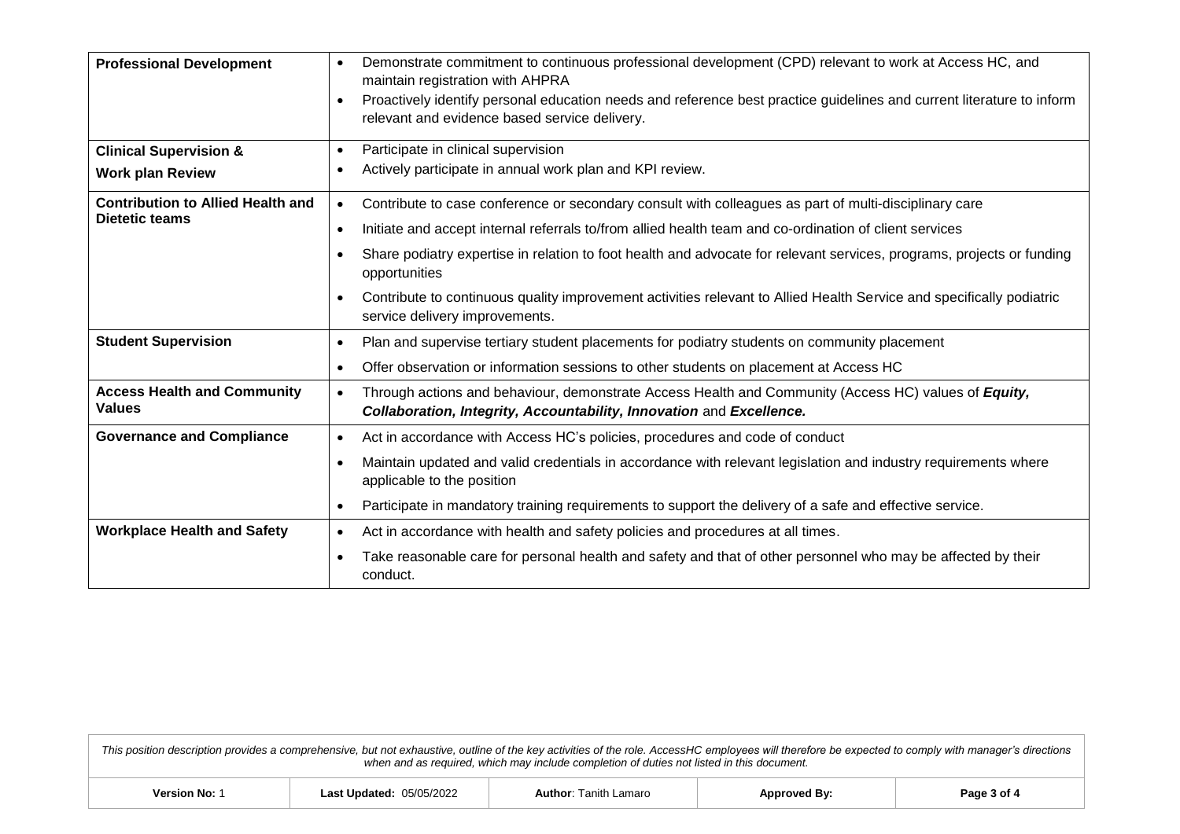| | |
|---|---|
| **Professional Development** | • Demonstrate commitment to continuous professional development (CPD) relevant to work at Access HC, and maintain registration with AHPRA<br>• Proactively identify personal education needs and reference best practice guidelines and current literature to inform relevant and evidence based service delivery. |
| **Clinical Supervision &**<br>**Work plan Review** | • Participate in clinical supervision<br>• Actively participate in annual work plan and KPI review. |
| **Contribution to Allied Health and Dietetic teams** | • Contribute to case conference or secondary consult with colleagues as part of multi-disciplinary care<br>• Initiate and accept internal referrals to/from allied health team and co-ordination of client services<br>• Share podiatry expertise in relation to foot health and advocate for relevant services, programs, projects or funding opportunities<br>• Contribute to continuous quality improvement activities relevant to Allied Health Service and specifically podiatric service delivery improvements. |
| **Student Supervision** | • Plan and supervise tertiary student placements for podiatry students on community placement<br>• Offer observation or information sessions to other students on placement at Access HC |
| **Access Health and Community Values** | • Through actions and behaviour, demonstrate Access Health and Community (Access HC) values of ***Equity, Collaboration, Integrity, Accountability, Innovation*** and ***Excellence.*** |
| **Governance and Compliance** | • Act in accordance with Access HC's policies, procedures and code of conduct<br>• Maintain updated and valid credentials in accordance with relevant legislation and industry requirements where applicable to the position<br>• Participate in mandatory training requirements to support the delivery of a safe and effective service. |
| **Workplace Health and Safety** | • Act in accordance with health and safety policies and procedures at all times.<br>• Take reasonable care for personal health and safety and that of other personnel who may be affected by their conduct. |

*This position description provides a comprehensive, but not exhaustive, outline of the key activities of the role. AccessHC employees will therefore be expected to comply with manager's directions when and as required, which may include completion of duties not listed in this document.*

| Version No: 1 | Last Updated: 05/05/2022 | Author: Tanith Lamaro | Approved By: |
|---|---|---|---|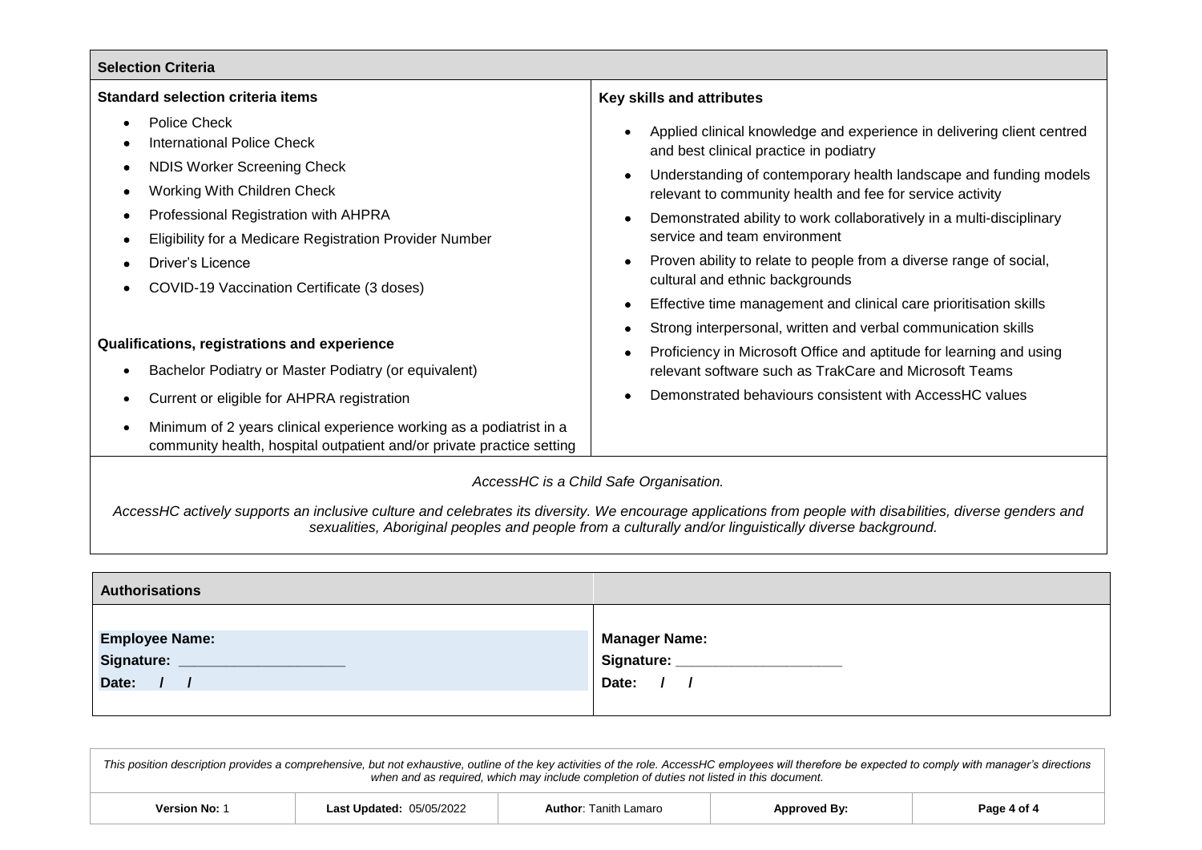## Selection Criteria

**Standard selection criteria items**

- Police Check
- International Police Check
- NDIS Worker Screening Check
- Working With Children Check
- Professional Registration with AHPRA
- Eligibility for a Medicare Registration Provider Number
- Driver's Licence
- COVID-19 Vaccination Certificate (3 doses)

**Qualifications, registrations and experience**

- Bachelor Podiatry or Master Podiatry (or equivalent)
- Current or eligible for AHPRA registration
- Minimum of 2 years clinical experience working as a podiatrist in a community health, hospital outpatient and/or private practice setting

**Key skills and attributes**

- Applied clinical knowledge and experience in delivering client centred and best clinical practice in podiatry
- Understanding of contemporary health landscape and funding models relevant to community health and fee for service activity
- Demonstrated ability to work collaboratively in a multi-disciplinary service and team environment
- Proven ability to relate to people from a diverse range of social, cultural and ethnic backgrounds
- Effective time management and clinical care prioritisation skills
- Strong interpersonal, written and verbal communication skills
- Proficiency in Microsoft Office and aptitude for learning and using relevant software such as TrakCare and Microsoft Teams
- Demonstrated behaviours consistent with AccessHC values

*AccessHC is a Child Safe Organisation.*

*AccessHC actively supports an inclusive culture and celebrates its diversity. We encourage applications from people with disabilities, diverse genders and sexualities, Aboriginal peoples and people from a culturally and/or linguistically diverse background.*

## Authorisations

| | |
|---|---|
| **Employee Name:**<br>**Signature:** ____________________<br>**Date:** / / | **Manager Name:**<br>**Signature:** ____________________<br>**Date:** / / |

*This position description provides a comprehensive, but not exhaustive, outline of the key activities of the role. AccessHC employees will therefore be expected to comply with manager's directions when and as required, which may include completion of duties not listed in this document.*

| | | | |
|---|---|---|---|
| **Version No:** 1 | **Last Updated:** 05/05/2022 | **Author**: Tanith Lamaro | **Approved By:** |